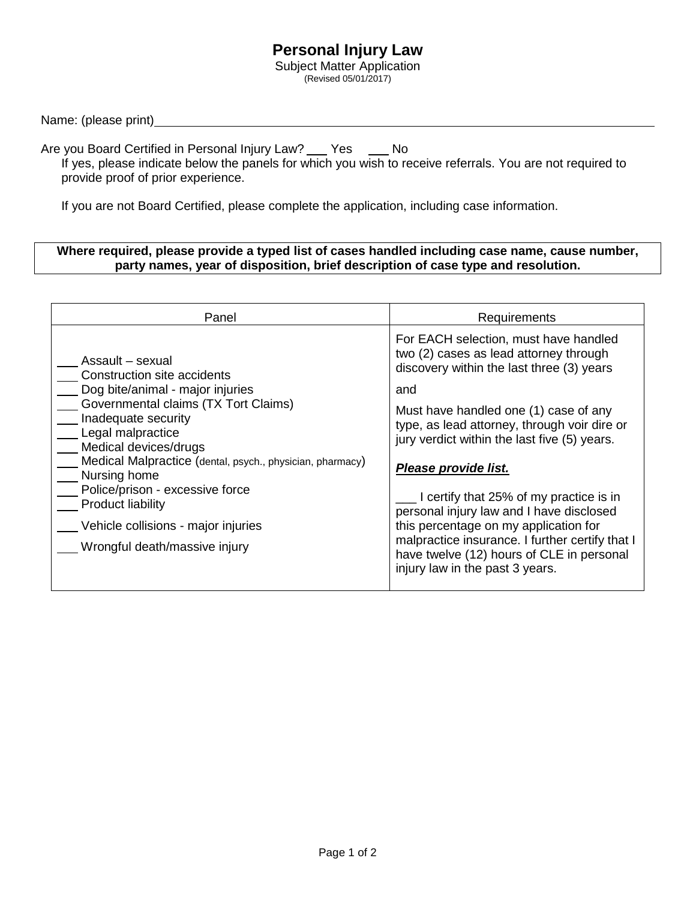# Personal Injury Law

Subject Matter Application

(Revised 05/01/2017)

Name: (please print)\_\_\_\_\_\_\_\_\_\_\_\_\_\_\_\_\_\_\_\_\_\_\_\_\_\_\_\_\_\_\_\_\_\_\_\_\_\_\_\_\_\_\_\_\_\_\_\_

Are you Board Certified in Personal Injury Law? \_\_\_ Yes \_\_\_ No

If yes, please indicate below the panels for which you wish to receive referrals. You are not required to provide proof of prior experience.

If you are not Board Certified, please complete the application, including case information.

**Where required, please provide a typed list of cases handled including case name, cause number, party names, year of disposition, brief description of case type and resolution.**

| Panel | Requirements |
| --- | --- |
| \_\_\_ Assault – sexual<br>\_\_\_ Construction site accidents<br>\_\_\_ Dog bite/animal - major injuries<br>\_\_\_ Governmental claims (TX Tort Claims)<br>\_\_\_ Inadequate security<br>\_\_\_ Legal malpractice<br>\_\_\_ Medical devices/drugs<br>\_\_\_ Medical Malpractice (dental, psych., physician, pharmacy)<br>\_\_\_ Nursing home<br>\_\_\_ Police/prison - excessive force<br>\_\_\_ Product liability<br>\_\_\_ Vehicle collisions - major injuries<br>\_\_\_ Wrongful death/massive injury | For EACH selection, must have handled two (2) cases as lead attorney through discovery within the last three (3) years<br><br>and<br><br>Must have handled one (1) case of any type, as lead attorney, through voir dire or jury verdict within the last five (5) years.<br><br>***<u>Please provide list.</u>***<br><br>\_\_\_ I certify that 25% of my practice is in personal injury law and I have disclosed this percentage on my application for malpractice insurance. I further certify that I have twelve (12) hours of CLE in personal injury law in the past 3 years. |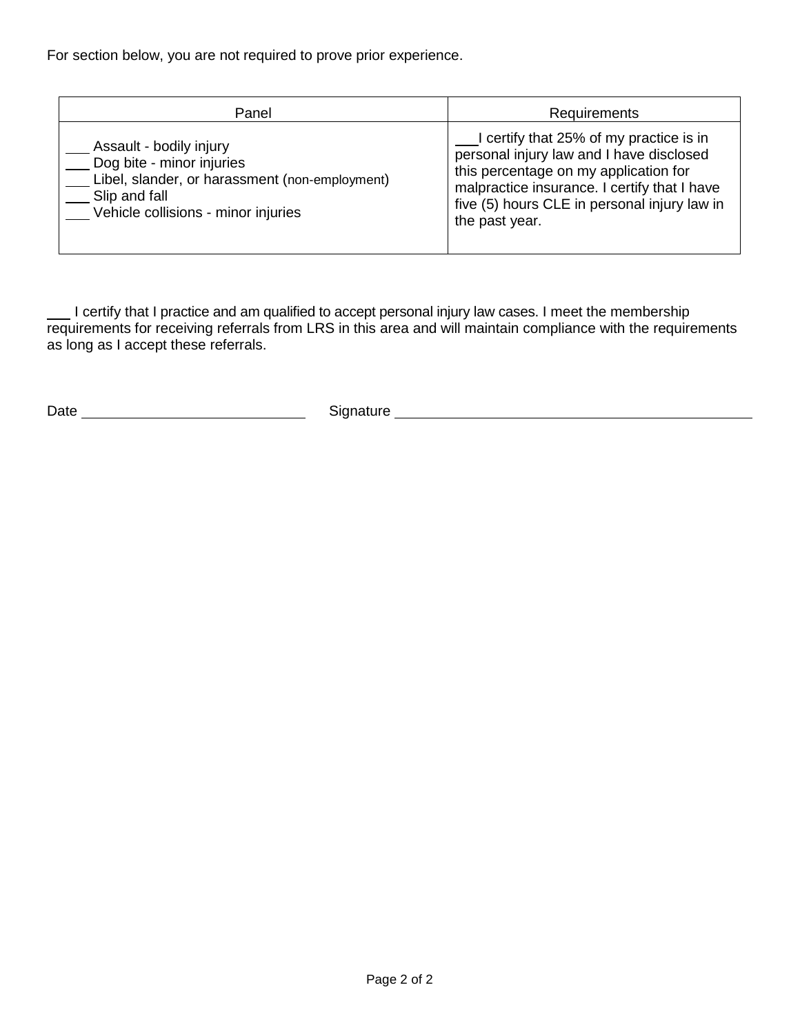For section below, you are not required to prove prior experience.

| Panel | Requirements |
| --- | --- |
| ___ Assault - bodily injury<br>___ Dog bite - minor injuries<br>___ Libel, slander, or harassment (non-employment)<br>___ Slip and fall<br>___ Vehicle collisions - minor injuries | ___I certify that 25% of my practice is in personal injury law and I have disclosed this percentage on my application for malpractice insurance. I certify that I have five (5) hours CLE in personal injury law in the past year. |

___ I certify that I practice and am qualified to accept personal injury law cases. I meet the membership requirements for receiving referrals from LRS in this area and will maintain compliance with the requirements as long as I accept these referrals.

Date ____________________________ Signature ____________________________________________